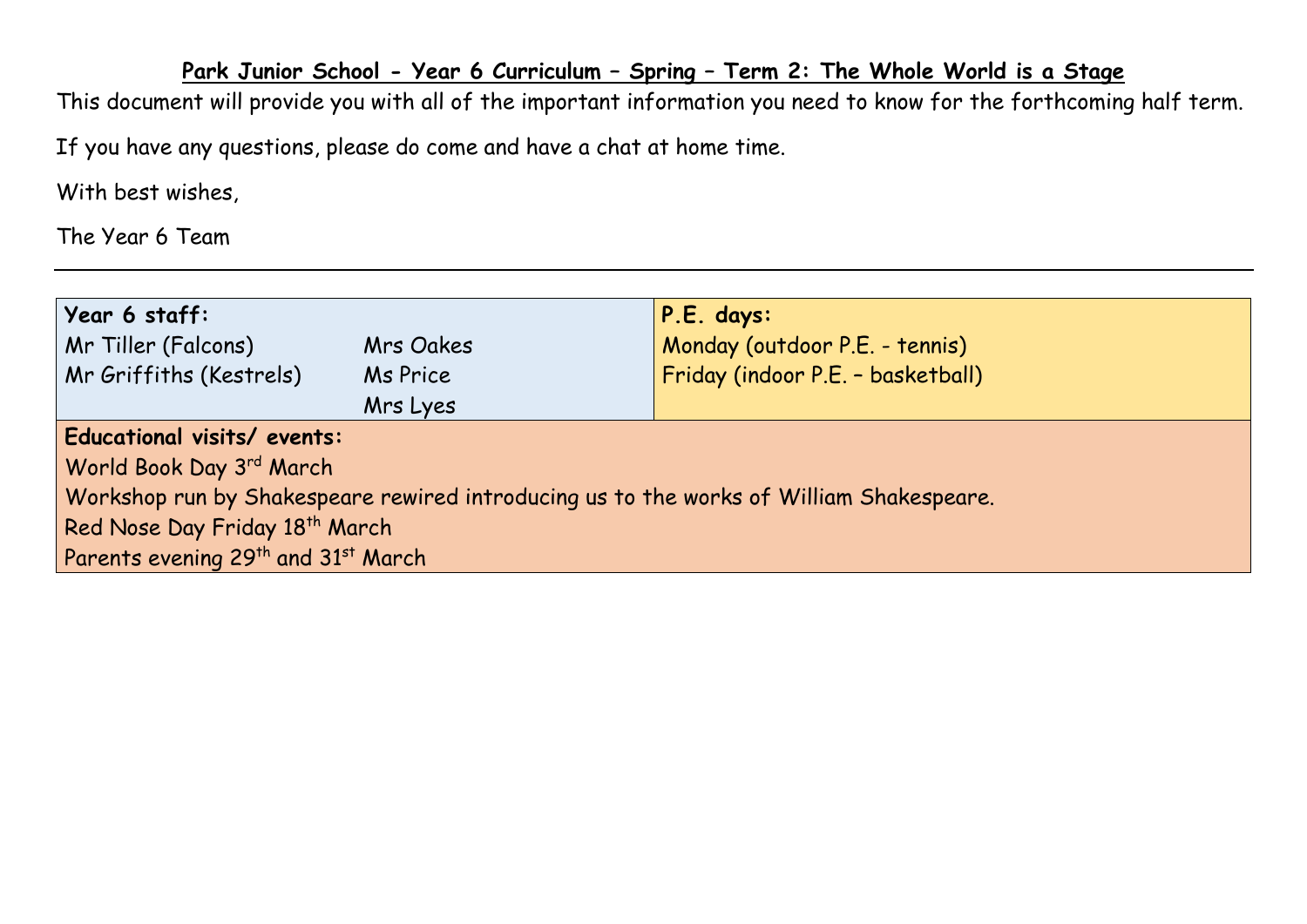## Park Junior School - Year 6 Curriculum – Spring – Term 2: The Whole World is a Stage

This document will provide you with all of the important information you need to know for the forthcoming half term.

If you have any questions, please do come and have a chat at home time.

With best wishes,

The Year 6 Team

---

| **Year 6 staff:** | | **P.E. days:** |
|---|---|---|
| Mr Tiller (Falcons) | Mrs Oakes | Monday (outdoor P.E. - tennis) |
| Mr Griffiths (Kestrels) | Ms Price | Friday (indoor P.E. – basketball) |
| | Mrs Lyes | |

**Educational visits/ events:**

World Book Day 3rd March

Workshop run by Shakespeare rewired introducing us to the works of William Shakespeare.

Red Nose Day Friday 18th March

Parents evening 29th and 31st March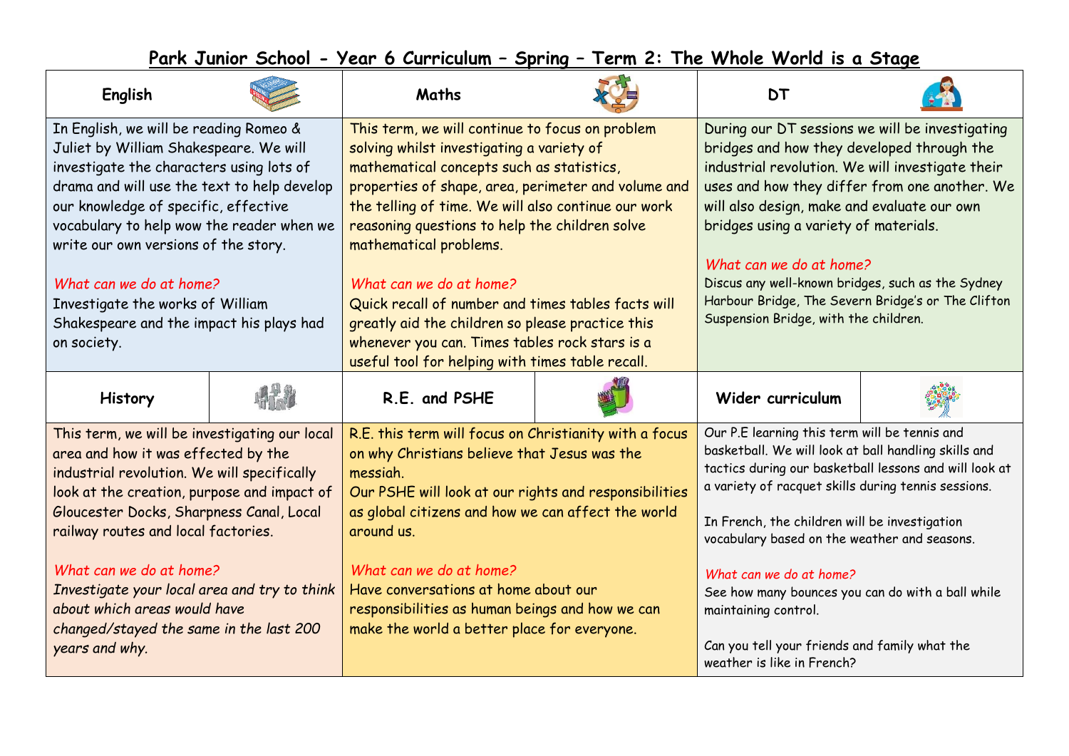# Park Junior School - Year 6 Curriculum – Spring – Term 2: The Whole World is a Stage

## English

In English, we will be reading Romeo & Juliet by William Shakespeare. We will investigate the characters using lots of drama and will use the text to help develop our knowledge of specific, effective vocabulary to help wow the reader when we write our own versions of the story.

*What can we do at home?*

Investigate the works of William Shakespeare and the impact his plays had on society.

## Maths

This term, we will continue to focus on problem solving whilst investigating a variety of mathematical concepts such as statistics, properties of shape, area, perimeter and volume and the telling of time. We will also continue our work reasoning questions to help the children solve mathematical problems.

*What can we do at home?*

Quick recall of number and times tables facts will greatly aid the children so please practice this whenever you can. Times tables rock stars is a useful tool for helping with times table recall.

## DT

During our DT sessions we will be investigating bridges and how they developed through the industrial revolution. We will investigate their uses and how they differ from one another. We will also design, make and evaluate our own bridges using a variety of materials.

*What can we do at home?*

Discus any well-known bridges, such as the Sydney Harbour Bridge, The Severn Bridge's or The Clifton Suspension Bridge, with the children.

## History

This term, we will be investigating our local area and how it was effected by the industrial revolution. We will specifically look at the creation, purpose and impact of Gloucester Docks, Sharpness Canal, Local railway routes and local factories.

*What can we do at home?*

*Investigate your local area and try to think about which areas would have changed/stayed the same in the last 200 years and why.*

## R.E. and PSHE

R.E. this term will focus on Christianity with a focus on why Christians believe that Jesus was the messiah.

Our PSHE will look at our rights and responsibilities as global citizens and how we can affect the world around us.

*What can we do at home?*

Have conversations at home about our responsibilities as human beings and how we can make the world a better place for everyone.

## Wider curriculum

Our P.E learning this term will be tennis and basketball. We will look at ball handling skills and tactics during our basketball lessons and will look at a variety of racquet skills during tennis sessions.

In French, the children will be investigation vocabulary based on the weather and seasons.

*What can we do at home?*

See how many bounces you can do with a ball while maintaining control.

Can you tell your friends and family what the weather is like in French?